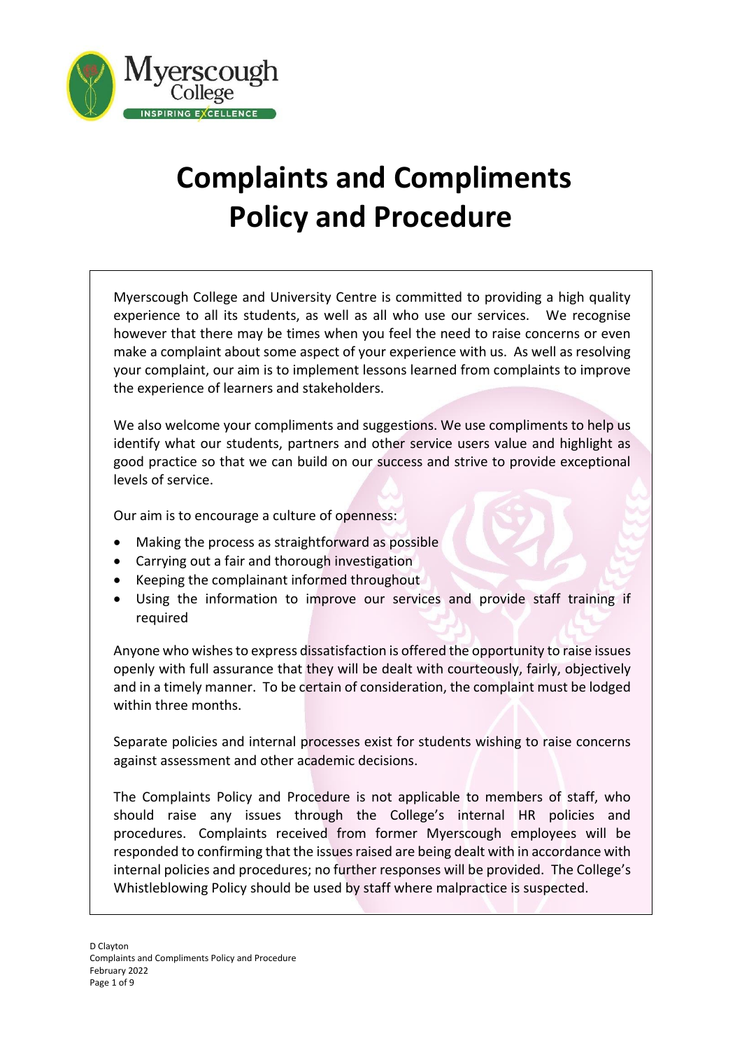# Complaints and Compliments Policy and Procedure

Myerscough College and University Centre is committed to providing a high quality experience to all its students, as well as all who use our services. We recognise however that there may be times when you feel the need to raise concerns or even make a complaint about some aspect of your experience with us. As well as resolving your complaint, our aim is to implement lessons learned from complaints to improve the experience of learners and stakeholders.

We also welcome your compliments and suggestions. We use compliments to help us identify what our students, partners and other service users value and highlight as good practice so that we can build on our success and strive to provide exceptional levels of service.

Our aim is to encourage a culture of openness:

- Making the process as straightforward as possible
- Carrying out a fair and thorough investigation
- Keeping the complainant informed throughout
- Using the information to improve our services and provide staff training if required

Anyone who wishes to express dissatisfaction is offered the opportunity to raise issues openly with full assurance that they will be dealt with courteously, fairly, objectively and in a timely manner. To be certain of consideration, the complaint must be lodged within three months.

Separate policies and internal processes exist for students wishing to raise concerns against assessment and other academic decisions.

The Complaints Policy and Procedure is not applicable to members of staff, who should raise any issues through the College's internal HR policies and procedures. Complaints received from former Myerscough employees will be responded to confirming that the issues raised are being dealt with in accordance with internal policies and procedures; no further responses will be provided. The College's Whistleblowing Policy should be used by staff where malpractice is suspected.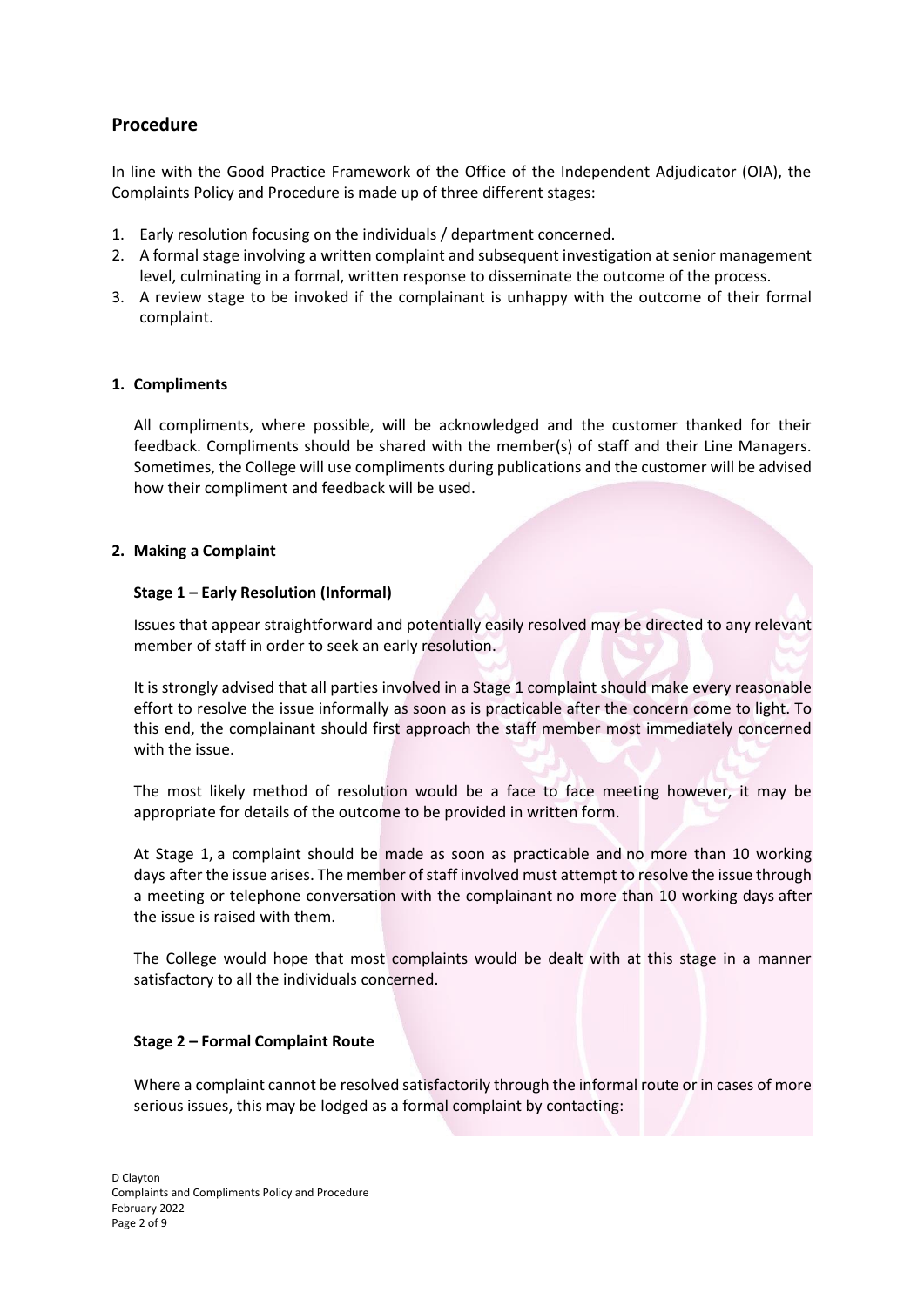## Procedure

In line with the Good Practice Framework of the Office of the Independent Adjudicator (OIA), the Complaints Policy and Procedure is made up of three different stages:

1. Early resolution focusing on the individuals / department concerned.
2. A formal stage involving a written complaint and subsequent investigation at senior management level, culminating in a formal, written response to disseminate the outcome of the process.
3. A review stage to be invoked if the complainant is unhappy with the outcome of their formal complaint.

### 1. Compliments

All compliments, where possible, will be acknowledged and the customer thanked for their feedback. Compliments should be shared with the member(s) of staff and their Line Managers. Sometimes, the College will use compliments during publications and the customer will be advised how their compliment and feedback will be used.

### 2. Making a Complaint

#### Stage 1 – Early Resolution (Informal)

Issues that appear straightforward and potentially easily resolved may be directed to any relevant member of staff in order to seek an early resolution.

It is strongly advised that all parties involved in a Stage 1 complaint should make every reasonable effort to resolve the issue informally as soon as is practicable after the concern come to light. To this end, the complainant should first approach the staff member most immediately concerned with the issue.

The most likely method of resolution would be a face to face meeting however, it may be appropriate for details of the outcome to be provided in written form.

At Stage 1, a complaint should be made as soon as practicable and no more than 10 working days after the issue arises. The member of staff involved must attempt to resolve the issue through a meeting or telephone conversation with the complainant no more than 10 working days after the issue is raised with them.

The College would hope that most complaints would be dealt with at this stage in a manner satisfactory to all the individuals concerned.

#### Stage 2 – Formal Complaint Route

Where a complaint cannot be resolved satisfactorily through the informal route or in cases of more serious issues, this may be lodged as a formal complaint by contacting: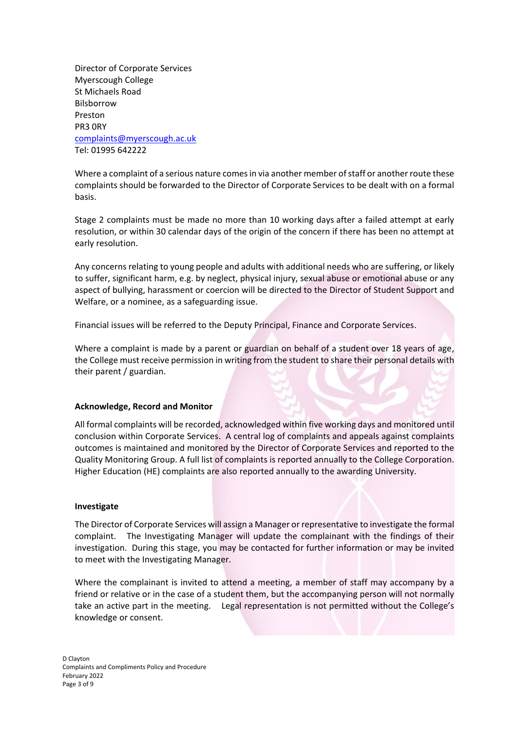Director of Corporate Services
Myerscough College
St Michaels Road
Bilsborrow
Preston
PR3 0RY
complaints@myerscough.ac.uk
Tel: 01995 642222

Where a complaint of a serious nature comes in via another member of staff or another route these complaints should be forwarded to the Director of Corporate Services to be dealt with on a formal basis.

Stage 2 complaints must be made no more than 10 working days after a failed attempt at early resolution, or within 30 calendar days of the origin of the concern if there has been no attempt at early resolution.

Any concerns relating to young people and adults with additional needs who are suffering, or likely to suffer, significant harm, e.g. by neglect, physical injury, sexual abuse or emotional abuse or any aspect of bullying, harassment or coercion will be directed to the Director of Student Support and Welfare, or a nominee, as a safeguarding issue.

Financial issues will be referred to the Deputy Principal, Finance and Corporate Services.

Where a complaint is made by a parent or guardian on behalf of a student over 18 years of age, the College must receive permission in writing from the student to share their personal details with their parent / guardian.

**Acknowledge, Record and Monitor**

All formal complaints will be recorded, acknowledged within five working days and monitored until conclusion within Corporate Services. A central log of complaints and appeals against complaints outcomes is maintained and monitored by the Director of Corporate Services and reported to the Quality Monitoring Group. A full list of complaints is reported annually to the College Corporation. Higher Education (HE) complaints are also reported annually to the awarding University.

**Investigate**

The Director of Corporate Services will assign a Manager or representative to investigate the formal complaint. The Investigating Manager will update the complainant with the findings of their investigation. During this stage, you may be contacted for further information or may be invited to meet with the Investigating Manager.

Where the complainant is invited to attend a meeting, a member of staff may accompany by a friend or relative or in the case of a student them, but the accompanying person will not normally take an active part in the meeting. Legal representation is not permitted without the College's knowledge or consent.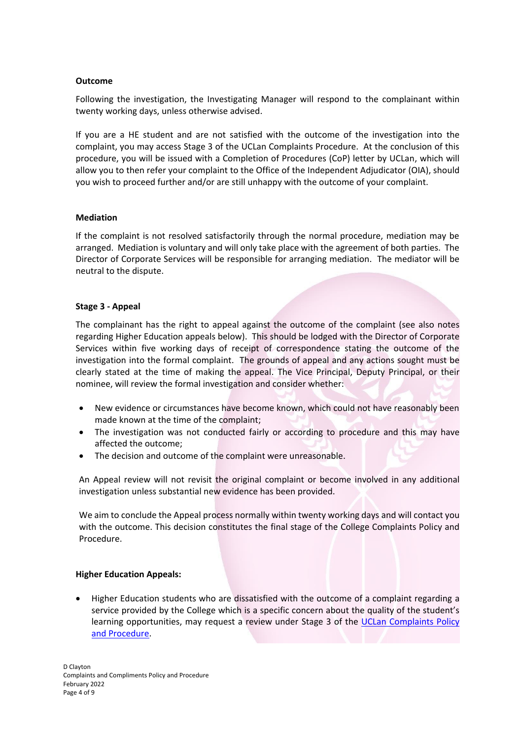**Outcome**

Following the investigation, the Investigating Manager will respond to the complainant within twenty working days, unless otherwise advised.

If you are a HE student and are not satisfied with the outcome of the investigation into the complaint, you may access Stage 3 of the UCLan Complaints Procedure. At the conclusion of this procedure, you will be issued with a Completion of Procedures (CoP) letter by UCLan, which will allow you to then refer your complaint to the Office of the Independent Adjudicator (OIA), should you wish to proceed further and/or are still unhappy with the outcome of your complaint.

**Mediation**

If the complaint is not resolved satisfactorily through the normal procedure, mediation may be arranged. Mediation is voluntary and will only take place with the agreement of both parties. The Director of Corporate Services will be responsible for arranging mediation. The mediator will be neutral to the dispute.

**Stage 3 - Appeal**

The complainant has the right to appeal against the outcome of the complaint (see also notes regarding Higher Education appeals below). This should be lodged with the Director of Corporate Services within five working days of receipt of correspondence stating the outcome of the investigation into the formal complaint. The grounds of appeal and any actions sought must be clearly stated at the time of making the appeal. The Vice Principal, Deputy Principal, or their nominee, will review the formal investigation and consider whether:

- New evidence or circumstances have become known, which could not have reasonably been made known at the time of the complaint;
- The investigation was not conducted fairly or according to procedure and this may have affected the outcome;
- The decision and outcome of the complaint were unreasonable.

An Appeal review will not revisit the original complaint or become involved in any additional investigation unless substantial new evidence has been provided.

We aim to conclude the Appeal process normally within twenty working days and will contact you with the outcome. This decision constitutes the final stage of the College Complaints Policy and Procedure.

**Higher Education Appeals:**

- Higher Education students who are dissatisfied with the outcome of a complaint regarding a service provided by the College which is a specific concern about the quality of the student's learning opportunities, may request a review under Stage 3 of the UCLan Complaints Policy and Procedure.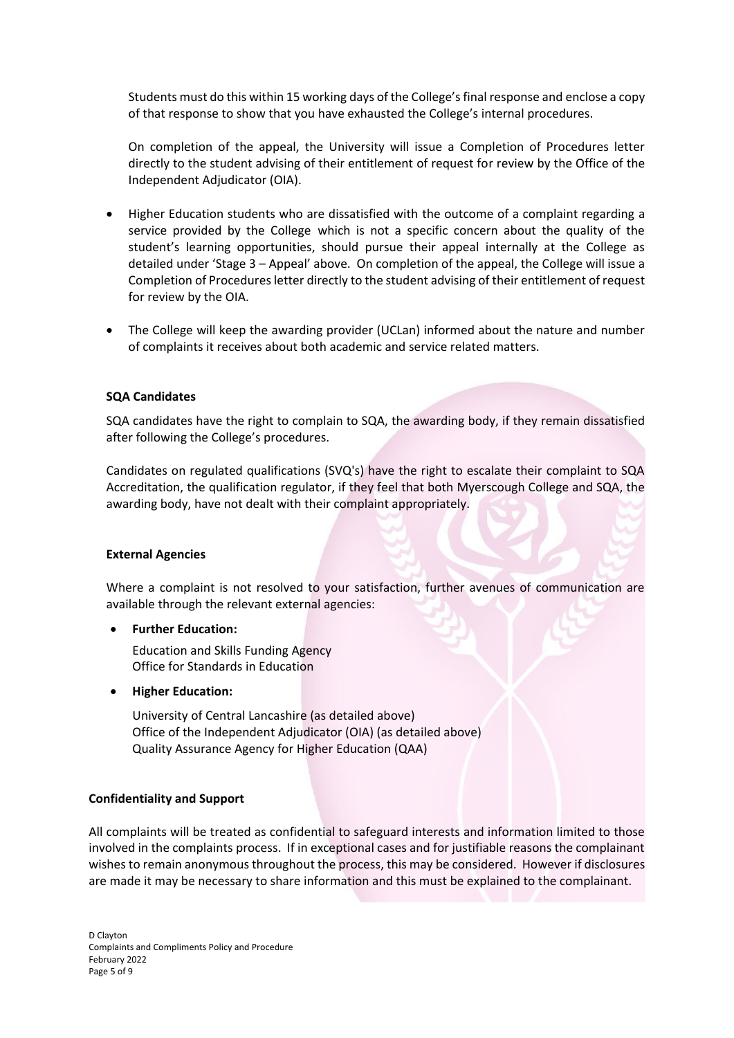Students must do this within 15 working days of the College's final response and enclose a copy of that response to show that you have exhausted the College's internal procedures.

On completion of the appeal, the University will issue a Completion of Procedures letter directly to the student advising of their entitlement of request for review by the Office of the Independent Adjudicator (OIA).

- Higher Education students who are dissatisfied with the outcome of a complaint regarding a service provided by the College which is not a specific concern about the quality of the student's learning opportunities, should pursue their appeal internally at the College as detailed under 'Stage 3 – Appeal' above. On completion of the appeal, the College will issue a Completion of Procedures letter directly to the student advising of their entitlement of request for review by the OIA.
- The College will keep the awarding provider (UCLan) informed about the nature and number of complaints it receives about both academic and service related matters.

**SQA Candidates**

SQA candidates have the right to complain to SQA, the awarding body, if they remain dissatisfied after following the College's procedures.

Candidates on regulated qualifications (SVQ's) have the right to escalate their complaint to SQA Accreditation, the qualification regulator, if they feel that both Myerscough College and SQA, the awarding body, have not dealt with their complaint appropriately.

**External Agencies**

Where a complaint is not resolved to your satisfaction, further avenues of communication are available through the relevant external agencies:

- **Further Education:**

  Education and Skills Funding Agency
  Office for Standards in Education

- **Higher Education:**

  University of Central Lancashire (as detailed above)
  Office of the Independent Adjudicator (OIA) (as detailed above)
  Quality Assurance Agency for Higher Education (QAA)

**Confidentiality and Support**

All complaints will be treated as confidential to safeguard interests and information limited to those involved in the complaints process. If in exceptional cases and for justifiable reasons the complainant wishes to remain anonymous throughout the process, this may be considered. However if disclosures are made it may be necessary to share information and this must be explained to the complainant.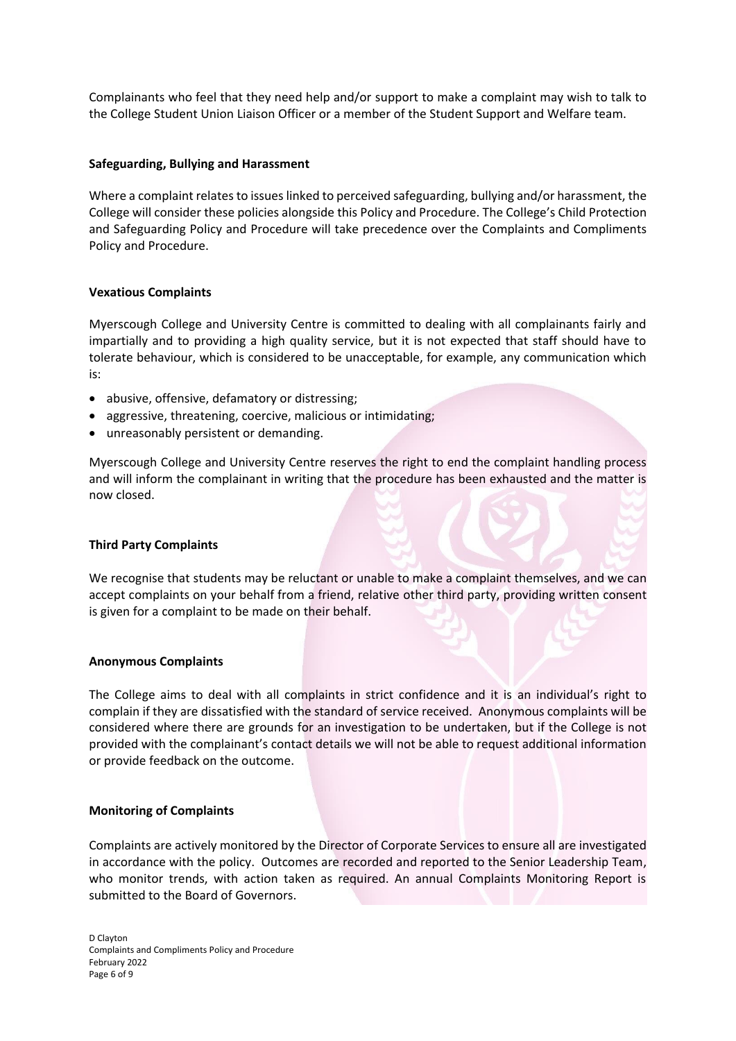Complainants who feel that they need help and/or support to make a complaint may wish to talk to the College Student Union Liaison Officer or a member of the Student Support and Welfare team.

**Safeguarding, Bullying and Harassment**

Where a complaint relates to issues linked to perceived safeguarding, bullying and/or harassment, the College will consider these policies alongside this Policy and Procedure. The College's Child Protection and Safeguarding Policy and Procedure will take precedence over the Complaints and Compliments Policy and Procedure.

**Vexatious Complaints**

Myerscough College and University Centre is committed to dealing with all complainants fairly and impartially and to providing a high quality service, but it is not expected that staff should have to tolerate behaviour, which is considered to be unacceptable, for example, any communication which is:

- abusive, offensive, defamatory or distressing;
- aggressive, threatening, coercive, malicious or intimidating;
- unreasonably persistent or demanding.

Myerscough College and University Centre reserves the right to end the complaint handling process and will inform the complainant in writing that the procedure has been exhausted and the matter is now closed.

**Third Party Complaints**

We recognise that students may be reluctant or unable to make a complaint themselves, and we can accept complaints on your behalf from a friend, relative other third party, providing written consent is given for a complaint to be made on their behalf.

**Anonymous Complaints**

The College aims to deal with all complaints in strict confidence and it is an individual's right to complain if they are dissatisfied with the standard of service received. Anonymous complaints will be considered where there are grounds for an investigation to be undertaken, but if the College is not provided with the complainant's contact details we will not be able to request additional information or provide feedback on the outcome.

**Monitoring of Complaints**

Complaints are actively monitored by the Director of Corporate Services to ensure all are investigated in accordance with the policy. Outcomes are recorded and reported to the Senior Leadership Team, who monitor trends, with action taken as required. An annual Complaints Monitoring Report is submitted to the Board of Governors.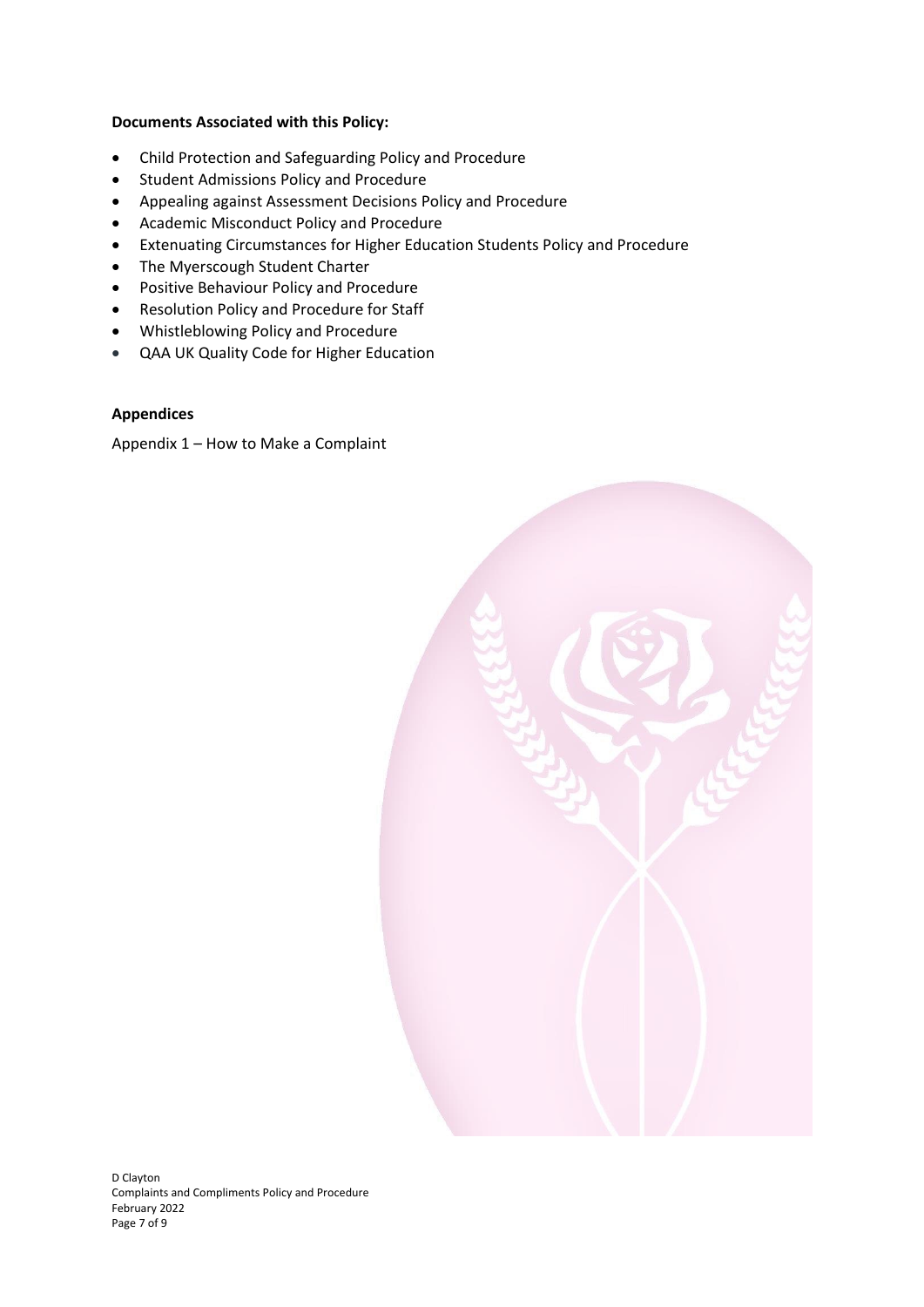**Documents Associated with this Policy:**

- Child Protection and Safeguarding Policy and Procedure
- Student Admissions Policy and Procedure
- Appealing against Assessment Decisions Policy and Procedure
- Academic Misconduct Policy and Procedure
- Extenuating Circumstances for Higher Education Students Policy and Procedure
- The Myerscough Student Charter
- Positive Behaviour Policy and Procedure
- Resolution Policy and Procedure for Staff
- Whistleblowing Policy and Procedure
- QAA UK Quality Code for Higher Education

**Appendices**

Appendix 1 – How to Make a Complaint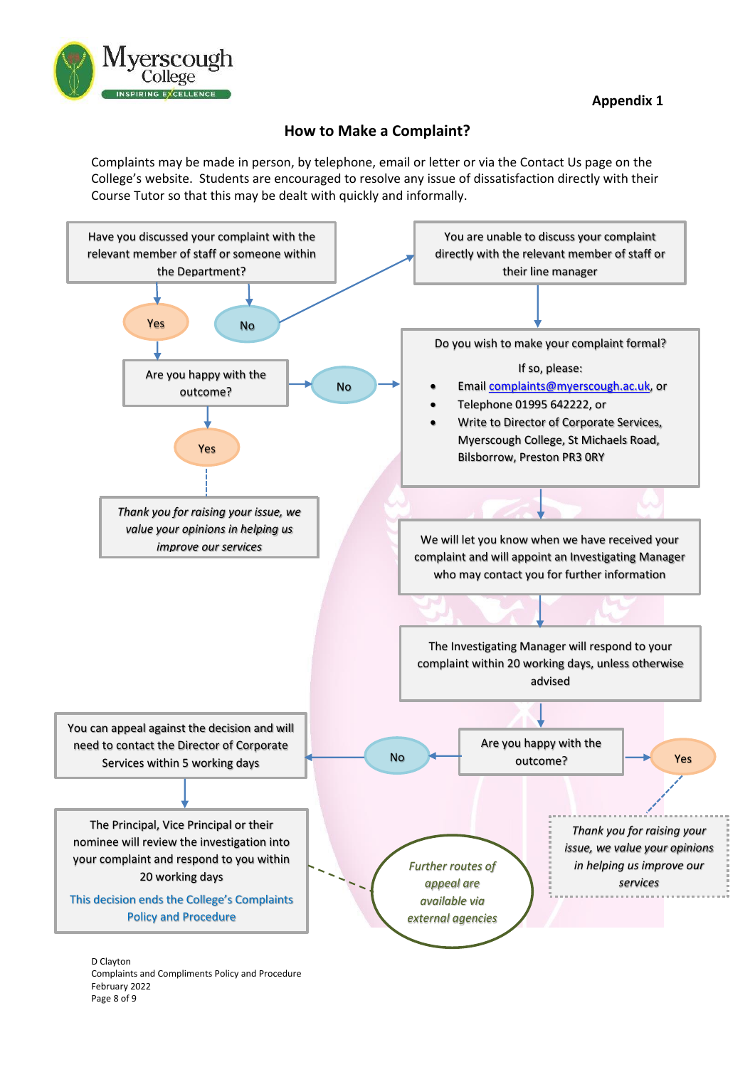Appendix 1

## How to Make a Complaint?

Complaints may be made in person, by telephone, email or letter or via the Contact Us page on the College's website. Students are encouraged to resolve any issue of dissatisfaction directly with their Course Tutor so that this may be dealt with quickly and informally.

Have you discussed your complaint with the relevant member of staff or someone within the Department?

- **Yes** → Are you happy with the outcome?
  - **Yes** → *Thank you for raising your issue, we value your opinions in helping us improve our services*
  - **No** → Do you wish to make your complaint formal?
- **No** → You are unable to discuss your complaint directly with the relevant member of staff or their line manager → Do you wish to make your complaint formal?

Do you wish to make your complaint formal?

If so, please:

- Email complaints@myerscough.ac.uk, or
- Telephone 01995 642222, or
- Write to Director of Corporate Services, Myerscough College, St Michaels Road, Bilsborrow, Preston PR3 0RY

↓

We will let you know when we have received your complaint and will appoint an Investigating Manager who may contact you for further information

↓

The Investigating Manager will respond to your complaint within 20 working days, unless otherwise advised

↓

Are you happy with the outcome?

- **Yes** → *Thank you for raising your issue, we value your opinions in helping us improve our services*
- **No** → You can appeal against the decision and will need to contact the Director of Corporate Services within 5 working days

↓

The Principal, Vice Principal or their nominee will review the investigation into your complaint and respond to you within 20 working days

This decision ends the College's Complaints Policy and Procedure

*Further routes of appeal are available via external agencies*

D Clayton
Complaints and Compliments Policy and Procedure
February 2022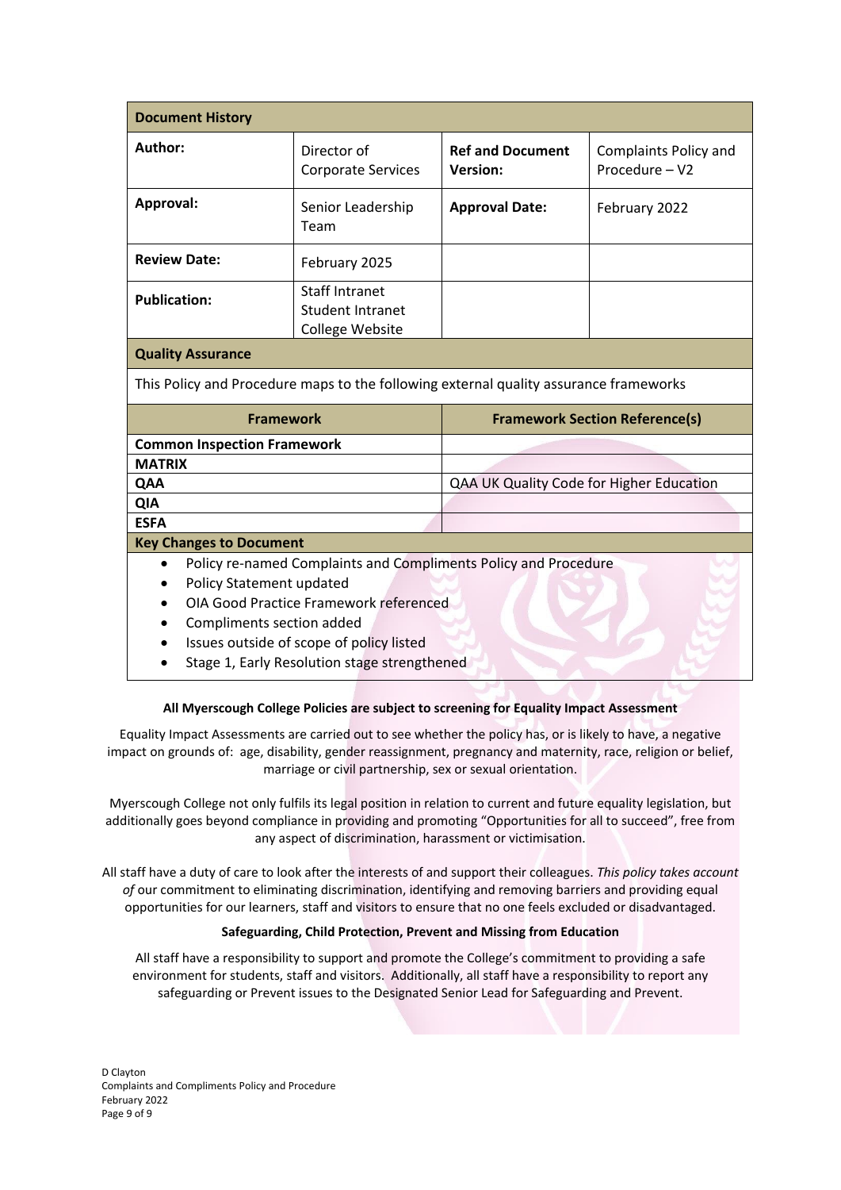| Document History | | | |
| --- | --- | --- | --- |
| **Author:** | Director of Corporate Services | **Ref and Document Version:** | Complaints Policy and Procedure – V2 |
| **Approval:** | Senior Leadership Team | **Approval Date:** | February 2022 |
| **Review Date:** | February 2025 | | |
| **Publication:** | Staff Intranet<br>Student Intranet<br>College Website | | |

**Quality Assurance**

This Policy and Procedure maps to the following external quality assurance frameworks

| Framework | Framework Section Reference(s) |
| --- | --- |
| **Common Inspection Framework** | |
| **MATRIX** | |
| **QAA** | QAA UK Quality Code for Higher Education |
| **QIA** | |
| **ESFA** | |

**Key Changes to Document**

- Policy re-named Complaints and Compliments Policy and Procedure
- Policy Statement updated
- OIA Good Practice Framework referenced
- Compliments section added
- Issues outside of scope of policy listed
- Stage 1, Early Resolution stage strengthened

**All Myerscough College Policies are subject to screening for Equality Impact Assessment**

Equality Impact Assessments are carried out to see whether the policy has, or is likely to have, a negative impact on grounds of: age, disability, gender reassignment, pregnancy and maternity, race, religion or belief, marriage or civil partnership, sex or sexual orientation.

Myerscough College not only fulfils its legal position in relation to current and future equality legislation, but additionally goes beyond compliance in providing and promoting "Opportunities for all to succeed", free from any aspect of discrimination, harassment or victimisation.

All staff have a duty of care to look after the interests of and support their colleagues. *This policy takes account of* our commitment to eliminating discrimination, identifying and removing barriers and providing equal opportunities for our learners, staff and visitors to ensure that no one feels excluded or disadvantaged.

**Safeguarding, Child Protection, Prevent and Missing from Education**

All staff have a responsibility to support and promote the College's commitment to providing a safe environment for students, staff and visitors. Additionally, all staff have a responsibility to report any safeguarding or Prevent issues to the Designated Senior Lead for Safeguarding and Prevent.